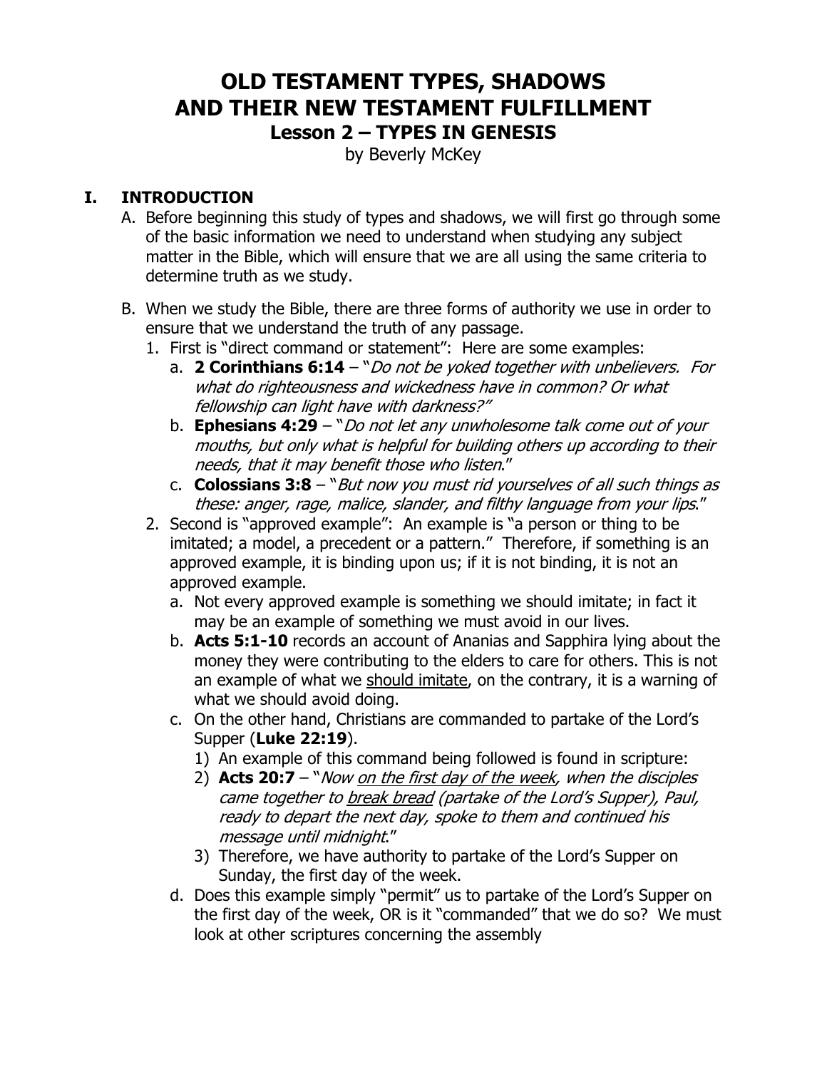# OLD TESTAMENT TYPES, SHADOWS AND THEIR NEW TESTAMENT FULFILLMENT

## Lesson 2 – TYPES IN GENESIS

by Beverly McKey

## I. INTRODUCTION

A. Before beginning this study of types and shadows, we will first go through some of the basic information we need to understand when studying any subject matter in the Bible, which will ensure that we are all using the same criteria to determine truth as we study.

B. When we study the Bible, there are three forms of authority we use in order to ensure that we understand the truth of any passage.

1. First is "direct command or statement": Here are some examples:
   a. **2 Corinthians 6:14** – "*Do not be yoked together with unbelievers. For what do righteousness and wickedness have in common? Or what fellowship can light have with darkness?"*
   b. **Ephesians 4:29** – "*Do not let any unwholesome talk come out of your mouths, but only what is helpful for building others up according to their needs, that it may benefit those who listen*."
   c. **Colossians 3:8** – "*But now you must rid yourselves of all such things as these: anger, rage, malice, slander, and filthy language from your lips*."
2. Second is "approved example": An example is "a person or thing to be imitated; a model, a precedent or a pattern." Therefore, if something is an approved example, it is binding upon us; if it is not binding, it is not an approved example.
   a. Not every approved example is something we should imitate; in fact it may be an example of something we must avoid in our lives.
   b. **Acts 5:1-10** records an account of Ananias and Sapphira lying about the money they were contributing to the elders to care for others. This is not an example of what we <u>should imitate</u>, on the contrary, it is a warning of what we should avoid doing.
   c. On the other hand, Christians are commanded to partake of the Lord's Supper (**Luke 22:19**).
      1) An example of this command being followed is found in scripture:
      2) **Acts 20:7** – "*Now <u>on the first day of the week</u>, when the disciples came together to <u>break bread</u> (partake of the Lord's Supper), Paul, ready to depart the next day, spoke to them and continued his message until midnight*."
      3) Therefore, we have authority to partake of the Lord's Supper on Sunday, the first day of the week.
   d. Does this example simply "permit" us to partake of the Lord's Supper on the first day of the week, OR is it "commanded" that we do so? We must look at other scriptures concerning the assembly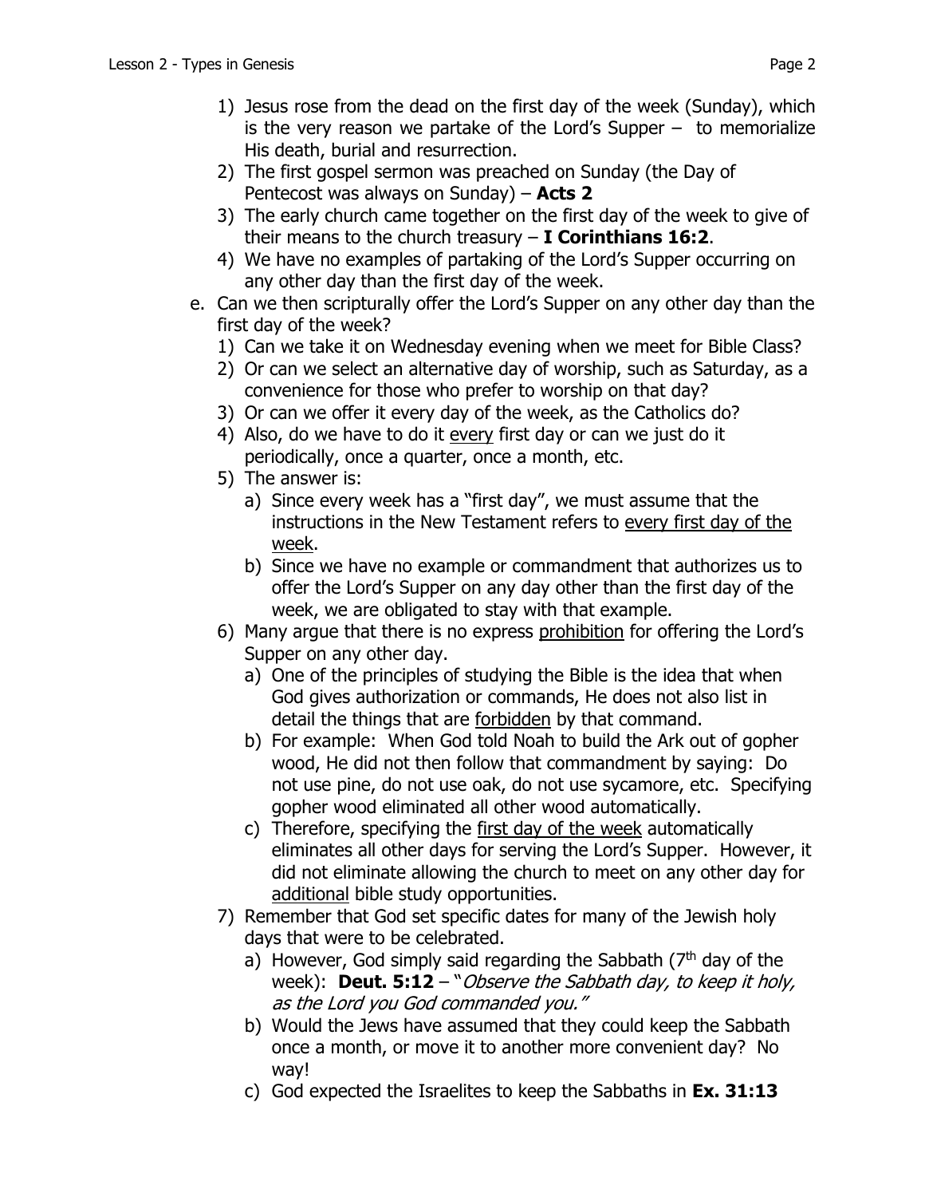1) Jesus rose from the dead on the first day of the week (Sunday), which is the very reason we partake of the Lord's Supper – to memorialize His death, burial and resurrection.
2) The first gospel sermon was preached on Sunday (the Day of Pentecost was always on Sunday) – **Acts 2**
3) The early church came together on the first day of the week to give of their means to the church treasury – **I Corinthians 16:2**.
4) We have no examples of partaking of the Lord's Supper occurring on any other day than the first day of the week.

e. Can we then scripturally offer the Lord's Supper on any other day than the first day of the week?
   1) Can we take it on Wednesday evening when we meet for Bible Class?
   2) Or can we select an alternative day of worship, such as Saturday, as a convenience for those who prefer to worship on that day?
   3) Or can we offer it every day of the week, as the Catholics do?
   4) Also, do we have to do it <u>every</u> first day or can we just do it periodically, once a quarter, once a month, etc.
   5) The answer is:
      a) Since every week has a "first day", we must assume that the instructions in the New Testament refers to <u>every first day of the week</u>.
      b) Since we have no example or commandment that authorizes us to offer the Lord's Supper on any day other than the first day of the week, we are obligated to stay with that example.
   6) Many argue that there is no express <u>prohibition</u> for offering the Lord's Supper on any other day.
      a) One of the principles of studying the Bible is the idea that when God gives authorization or commands, He does not also list in detail the things that are <u>forbidden</u> by that command.
      b) For example: When God told Noah to build the Ark out of gopher wood, He did not then follow that commandment by saying: Do not use pine, do not use oak, do not use sycamore, etc. Specifying gopher wood eliminated all other wood automatically.
      c) Therefore, specifying the <u>first day of the week</u> automatically eliminates all other days for serving the Lord's Supper. However, it did not eliminate allowing the church to meet on any other day for <u>additional</u> bible study opportunities.
   7) Remember that God set specific dates for many of the Jewish holy days that were to be celebrated.
      a) However, God simply said regarding the Sabbath (7th day of the week): **Deut. 5:12** – "*Observe the Sabbath day, to keep it holy, as the Lord you God commanded you."*
      b) Would the Jews have assumed that they could keep the Sabbath once a month, or move it to another more convenient day? No way!
      c) God expected the Israelites to keep the Sabbaths in **Ex. 31:13**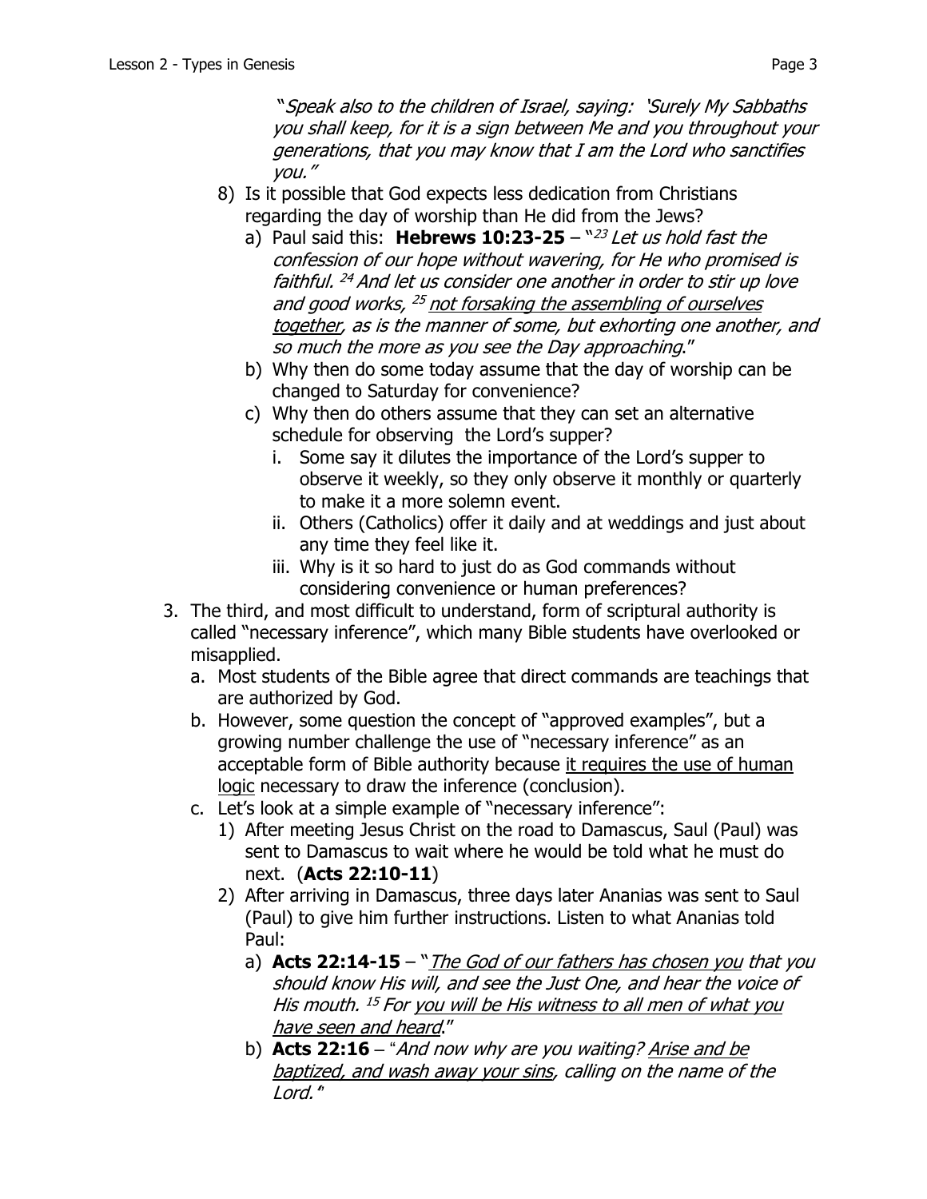"*Speak also to the children of Israel, saying: 'Surely My Sabbaths you shall keep, for it is a sign between Me and you throughout your generations, that you may know that I am the Lord who sanctifies you.*"

8) Is it possible that God expects less dedication from Christians regarding the day of worship than He did from the Jews?
   a) Paul said this: **Hebrews 10:23-25** – "[23] *Let us hold fast the confession of our hope without wavering, for He who promised is faithful.* [24] *And let us consider one another in order to stir up love and good works,* [25] *<u>not forsaking the assembling of ourselves together</u>, as is the manner of some, but exhorting one another, and so much the more as you see the Day approaching*."
   b) Why then do some today assume that the day of worship can be changed to Saturday for convenience?
   c) Why then do others assume that they can set an alternative schedule for observing the Lord's supper?
      i. Some say it dilutes the importance of the Lord's supper to observe it weekly, so they only observe it monthly or quarterly to make it a more solemn event.
      ii. Others (Catholics) offer it daily and at weddings and just about any time they feel like it.
      iii. Why is it so hard to just do as God commands without considering convenience or human preferences?

3. The third, and most difficult to understand, form of scriptural authority is called "necessary inference", which many Bible students have overlooked or misapplied.
   a. Most students of the Bible agree that direct commands are teachings that are authorized by God.
   b. However, some question the concept of "approved examples", but a growing number challenge the use of "necessary inference" as an acceptable form of Bible authority because <u>it requires the use of human logic</u> necessary to draw the inference (conclusion).
   c. Let's look at a simple example of "necessary inference":
      1) After meeting Jesus Christ on the road to Damascus, Saul (Paul) was sent to Damascus to wait where he would be told what he must do next. (**Acts 22:10-11**)
      2) After arriving in Damascus, three days later Ananias was sent to Saul (Paul) to give him further instructions. Listen to what Ananias told Paul:
         a) **Acts 22:14-15** – "*<u>The God of our fathers has chosen you</u> that you should know His will, and see the Just One, and hear the voice of His mouth.* [15] *For <u>you will be His witness to all men of what you have seen and heard</u>*."
         b) **Acts 22:16** – "*And now why are you waiting? <u>Arise and be baptized, and wash away your sins</u>, calling on the name of the Lord.*"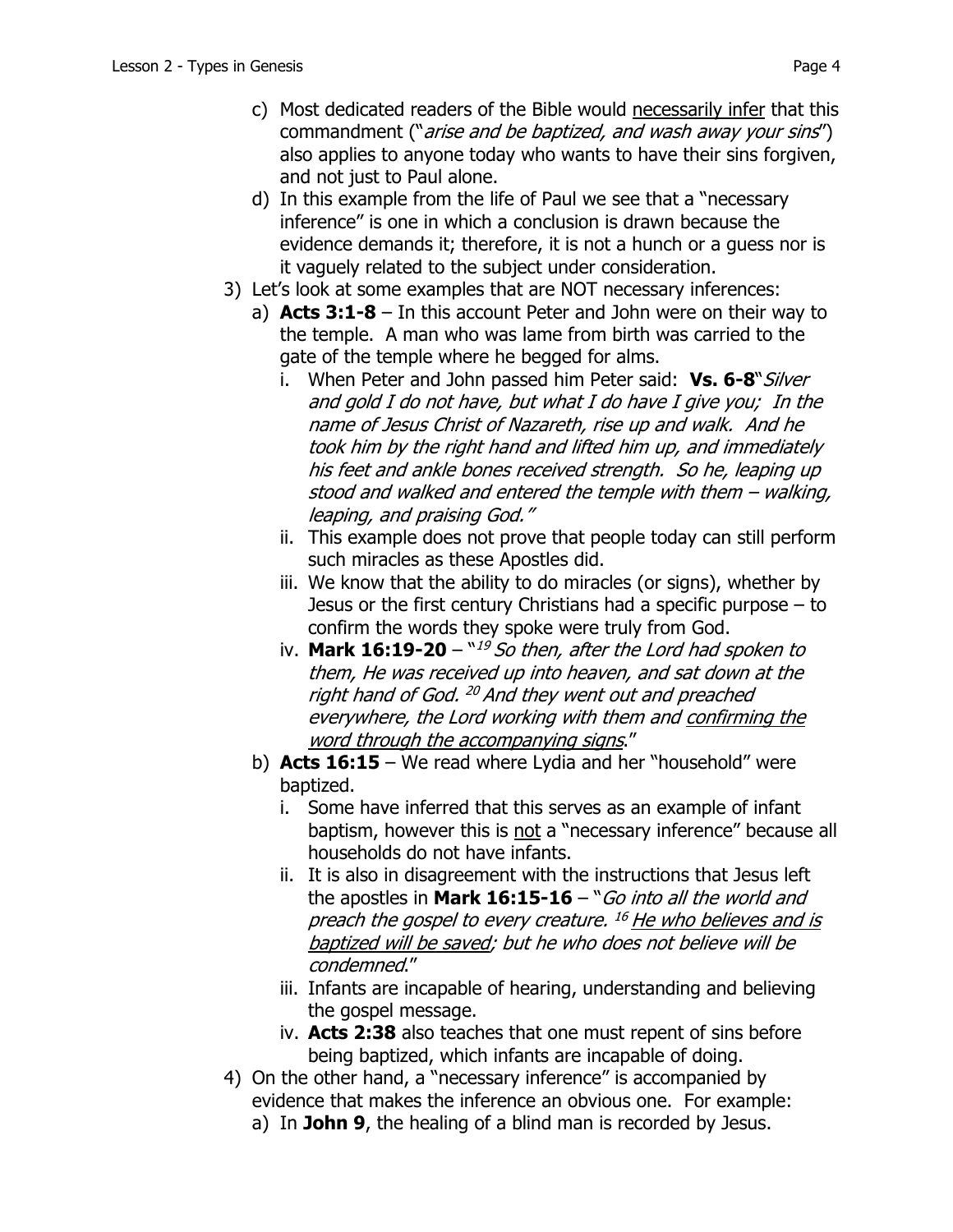c) Most dedicated readers of the Bible would <u>necessarily infer</u> that this commandment ("*arise and be baptized, and wash away your sins*") also applies to anyone today who wants to have their sins forgiven, and not just to Paul alone.

d) In this example from the life of Paul we see that a "necessary inference" is one in which a conclusion is drawn because the evidence demands it; therefore, it is not a hunch or a guess nor is it vaguely related to the subject under consideration.

3) Let's look at some examples that are NOT necessary inferences:

   a) **Acts 3:1-8** – In this account Peter and John were on their way to the temple. A man who was lame from birth was carried to the gate of the temple where he begged for alms.

      i. When Peter and John passed him Peter said: **Vs. 6-8**"*Silver and gold I do not have, but what I do have I give you; In the name of Jesus Christ of Nazareth, rise up and walk. And he took him by the right hand and lifted him up, and immediately his feet and ankle bones received strength. So he, leaping up stood and walked and entered the temple with them – walking, leaping, and praising God."*

      ii. This example does not prove that people today can still perform such miracles as these Apostles did.

      iii. We know that the ability to do miracles (or signs), whether by Jesus or the first century Christians had a specific purpose – to confirm the words they spoke were truly from God.

      iv. **Mark 16:19-20** – "[19] *So then, after the Lord had spoken to them, He was received up into heaven, and sat down at the right hand of God.* [20] *And they went out and preached everywhere, the Lord working with them and <u>confirming the word through the accompanying signs</u>.*"

   b) **Acts 16:15** – We read where Lydia and her "household" were baptized.

      i. Some have inferred that this serves as an example of infant baptism, however this is <u>not</u> a "necessary inference" because all households do not have infants.

      ii. It is also in disagreement with the instructions that Jesus left the apostles in **Mark 16:15-16** – "*Go into all the world and preach the gospel to every creature.* [16] *<u>He who believes and is baptized will be saved</u>; but he who does not believe will be condemned.*"

      iii. Infants are incapable of hearing, understanding and believing the gospel message.

      iv. **Acts 2:38** also teaches that one must repent of sins before being baptized, which infants are incapable of doing.

4) On the other hand, a "necessary inference" is accompanied by evidence that makes the inference an obvious one. For example:

   a) In **John 9**, the healing of a blind man is recorded by Jesus.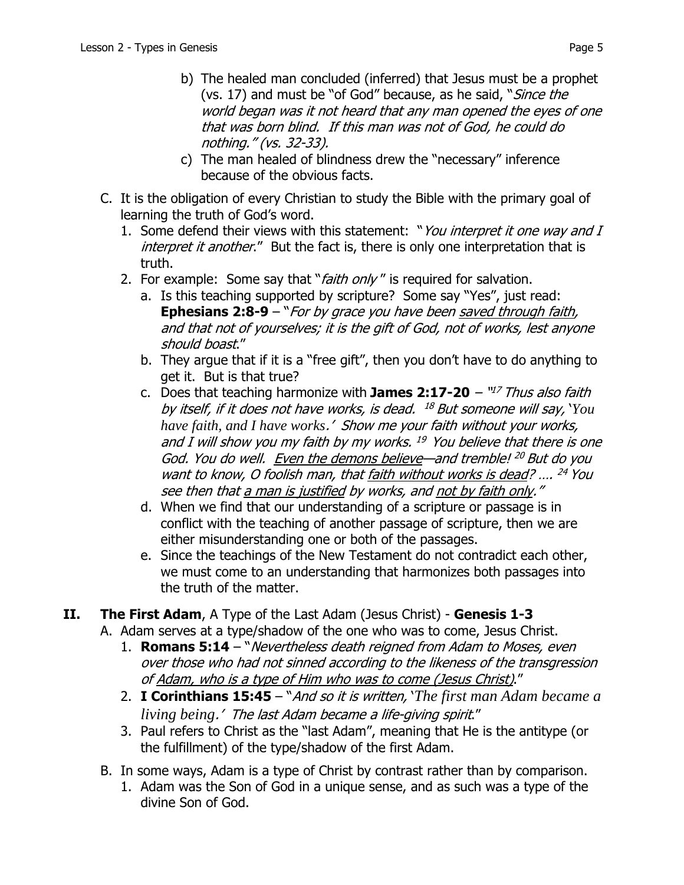b) The healed man concluded (inferred) that Jesus must be a prophet (vs. 17) and must be "of God" because, as he said, "*Since the world began was it not heard that any man opened the eyes of one that was born blind. If this man was not of God, he could do nothing." (vs. 32-33).*

c) The man healed of blindness drew the "necessary" inference because of the obvious facts.

C. It is the obligation of every Christian to study the Bible with the primary goal of learning the truth of God's word.

1. Some defend their views with this statement: "*You interpret it one way and I interpret it another*." But the fact is, there is only one interpretation that is truth.
2. For example: Some say that "*faith only*" is required for salvation.
   a. Is this teaching supported by scripture? Some say "Yes", just read: **Ephesians 2:8-9** – "*For by grace you have been <u>saved through faith</u>, and that not of yourselves; it is the gift of God, not of works, lest anyone should boast*."
   b. They argue that if it is a "free gift", then you don't have to do anything to get it. But is that true?
   c. Does that teaching harmonize with **James 2:17-20** – "[17] *Thus also faith by itself, if it does not have works, is dead.* [18] *But someone will say, 'You have faith, and I have works.' Show me your faith without your works, and I will show you my faith by my works.* [19] *You believe that there is one God. You do well. <u>Even the demons believe</u>—and tremble!* [20] *But do you want to know, O foolish man, that <u>faith without works is dead</u>? ….* [24] *You see then that <u>a man is justified</u> by works, and <u>not by faith only</u>."*
   d. When we find that our understanding of a scripture or passage is in conflict with the teaching of another passage of scripture, then we are either misunderstanding one or both of the passages.
   e. Since the teachings of the New Testament do not contradict each other, we must come to an understanding that harmonizes both passages into the truth of the matter.

## II. **The First Adam**, A Type of the Last Adam (Jesus Christ) - **Genesis 1-3**

A. Adam serves at a type/shadow of the one who was to come, Jesus Christ.

1. **Romans 5:14** – "*Nevertheless death reigned from Adam to Moses, even over those who had not sinned according to the likeness of the transgression of <u>Adam, who is a type of Him who was to come (Jesus Christ)</u>*."
2. **I Corinthians 15:45** – "*And so it is written, 'The first man Adam became a living being.' The last Adam became a life-giving spirit*."
3. Paul refers to Christ as the "last Adam", meaning that He is the antitype (or the fulfillment) of the type/shadow of the first Adam.

B. In some ways, Adam is a type of Christ by contrast rather than by comparison.

1. Adam was the Son of God in a unique sense, and as such was a type of the divine Son of God.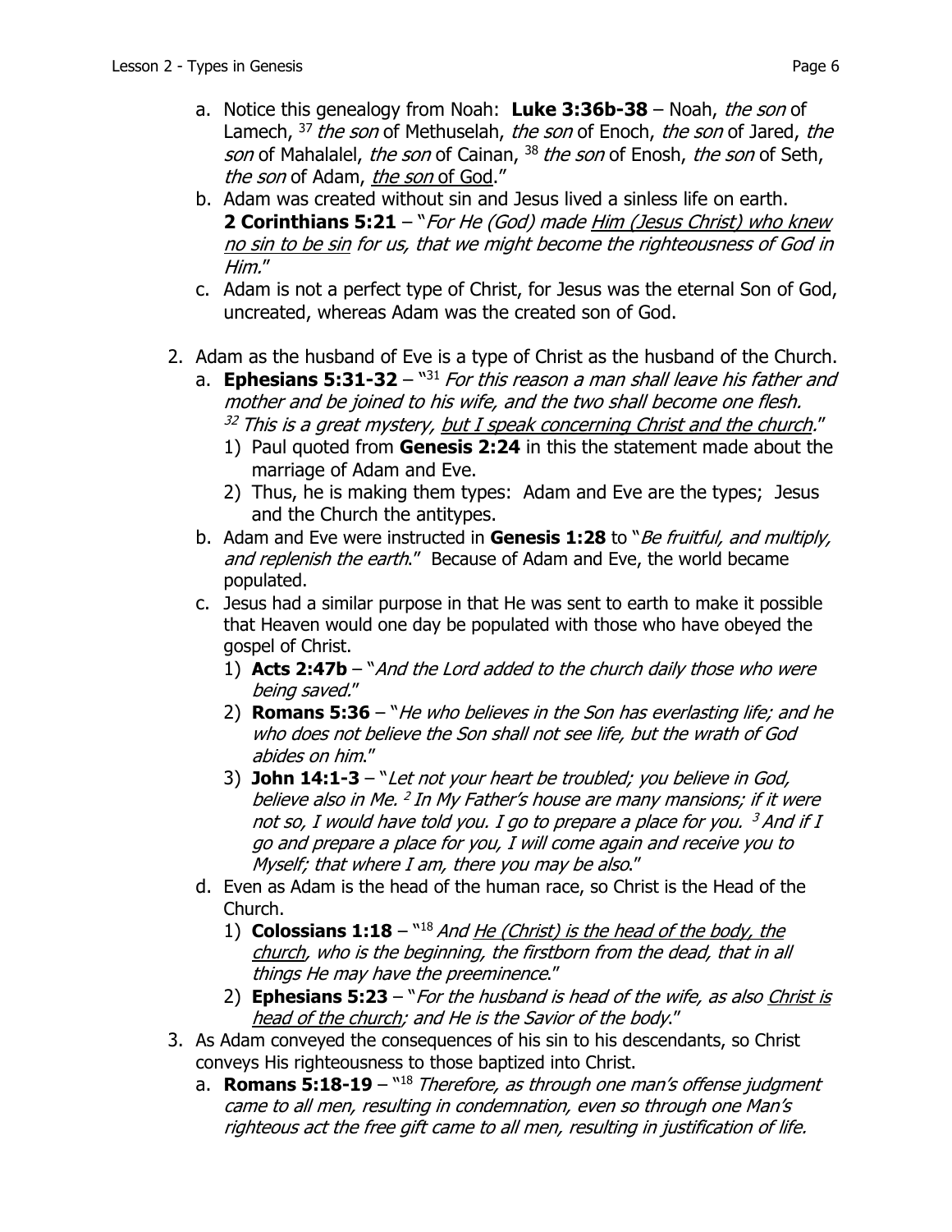a. Notice this genealogy from Noah: **Luke 3:36b-38** – Noah, *the son* of Lamech, [37] *the son* of Methuselah, *the son* of Enoch, *the son* of Jared, *the son* of Mahalalel, *the son* of Cainan, [38] *the son* of Enosh, *the son* of Seth, *the son* of Adam, *<u>the son</u>* *<u>of God</u>*."

b. Adam was created without sin and Jesus lived a sinless life on earth. **2 Corinthians 5:21** – "*For He (God) made <u>Him (Jesus Christ) who knew no sin to be sin</u> for us, that we might become the righteousness of God in Him.*"

c. Adam is not a perfect type of Christ, for Jesus was the eternal Son of God, uncreated, whereas Adam was the created son of God.

2. Adam as the husband of Eve is a type of Christ as the husband of the Church.
   a. **Ephesians 5:31-32** – "[31] *For this reason a man shall leave his father and mother and be joined to his wife, and the two shall become one flesh.* [32] *This is a great mystery, <u>but I speak concerning Christ and the church</u>.*"
      1) Paul quoted from **Genesis 2:24** in this the statement made about the marriage of Adam and Eve.
      2) Thus, he is making them types: Adam and Eve are the types; Jesus and the Church the antitypes.
   b. Adam and Eve were instructed in **Genesis 1:28** to "*Be fruitful, and multiply, and replenish the earth.*" Because of Adam and Eve, the world became populated.
   c. Jesus had a similar purpose in that He was sent to earth to make it possible that Heaven would one day be populated with those who have obeyed the gospel of Christ.
      1) **Acts 2:47b** – "*And the Lord added to the church daily those who were being saved.*"
      2) **Romans 5:36** – "*He who believes in the Son has everlasting life; and he who does not believe the Son shall not see life, but the wrath of God abides on him.*"
      3) **John 14:1-3** – "*Let not your heart be troubled; you believe in God, believe also in Me.* [2] *In My Father's house are many mansions; if it were not so, I would have told you. I go to prepare a place for you.* [3] *And if I go and prepare a place for you, I will come again and receive you to Myself; that where I am, there you may be also.*"
   d. Even as Adam is the head of the human race, so Christ is the Head of the Church.
      1) **Colossians 1:18** – "[18] *And <u>He (Christ) is the head of the body, the church</u>, who is the beginning, the firstborn from the dead, that in all things He may have the preeminence.*"
      2) **Ephesians 5:23** – "*For the husband is head of the wife, as also <u>Christ is head of the church</u>; and He is the Savior of the body.*"

3. As Adam conveyed the consequences of his sin to his descendants, so Christ conveys His righteousness to those baptized into Christ.
   a. **Romans 5:18-19** – "[18] *Therefore, as through one man's offense judgment came to all men, resulting in condemnation, even so through one Man's righteous act the free gift came to all men, resulting in justification of life.*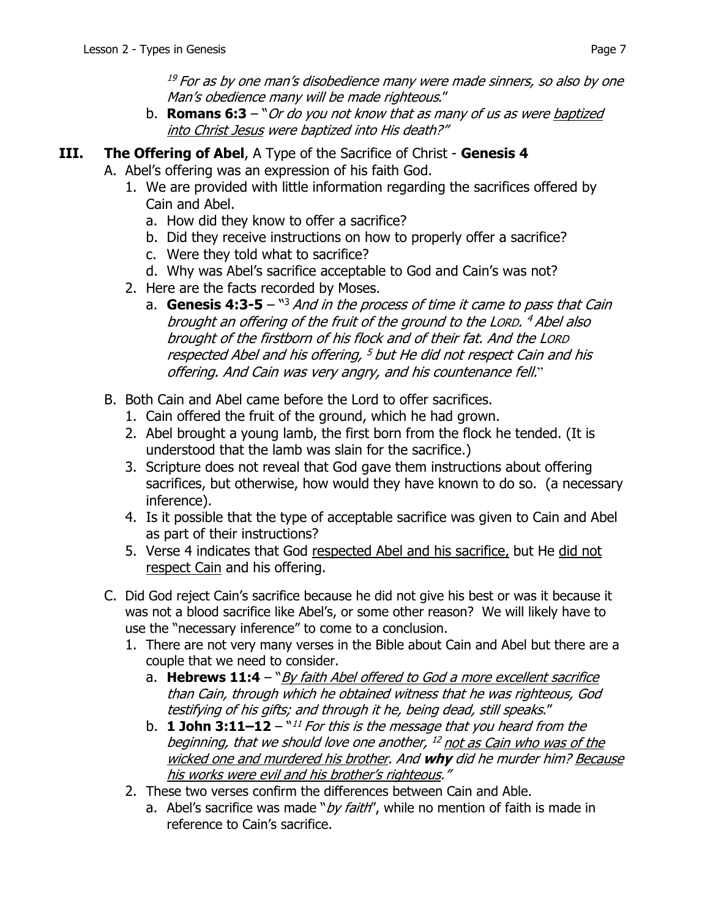[19] *For as by one man's disobedience many were made sinners, so also by one Man's obedience many will be made righteous*."

b. **Romans 6:3** – "*Or do you not know that as many of us as were baptized into Christ Jesus were baptized into His death?"*

## III. The Offering of Abel, A Type of the Sacrifice of Christ - Genesis 4

A. Abel's offering was an expression of his faith God.

1. We are provided with little information regarding the sacrifices offered by Cain and Abel.
   a. How did they know to offer a sacrifice?
   b. Did they receive instructions on how to properly offer a sacrifice?
   c. Were they told what to sacrifice?
   d. Why was Abel's sacrifice acceptable to God and Cain's was not?
2. Here are the facts recorded by Moses.
   a. **Genesis 4:3-5** – "[3] *And in the process of time it came to pass that Cain brought an offering of the fruit of the ground to the LORD.* [4] *Abel also brought of the firstborn of his flock and of their fat. And the LORD respected Abel and his offering,* [5] *but He did not respect Cain and his offering. And Cain was very angry, and his countenance fell.*"

B. Both Cain and Abel came before the Lord to offer sacrifices.

1. Cain offered the fruit of the ground, which he had grown.
2. Abel brought a young lamb, the first born from the flock he tended. (It is understood that the lamb was slain for the sacrifice.)
3. Scripture does not reveal that God gave them instructions about offering sacrifices, but otherwise, how would they have known to do so. (a necessary inference).
4. Is it possible that the type of acceptable sacrifice was given to Cain and Abel as part of their instructions?
5. Verse 4 indicates that God respected Abel and his sacrifice, but He did not respect Cain and his offering.

C. Did God reject Cain's sacrifice because he did not give his best or was it because it was not a blood sacrifice like Abel's, or some other reason? We will likely have to use the "necessary inference" to come to a conclusion.

1. There are not very many verses in the Bible about Cain and Abel but there are a couple that we need to consider.
   a. **Hebrews 11:4** – "*By faith Abel offered to God a more excellent sacrifice than Cain, through which he obtained witness that he was righteous, God testifying of his gifts; and through it he, being dead, still speaks*."
   b. **1 John 3:11–12** – "[11] *For this is the message that you heard from the beginning, that we should love one another,* [12] *not as Cain who was of the wicked one and murdered his brother. And **why** did he murder him? Because his works were evil and his brother's righteous."*
2. These two verses confirm the differences between Cain and Able.
   a. Abel's sacrifice was made "*by faith*", while no mention of faith is made in reference to Cain's sacrifice.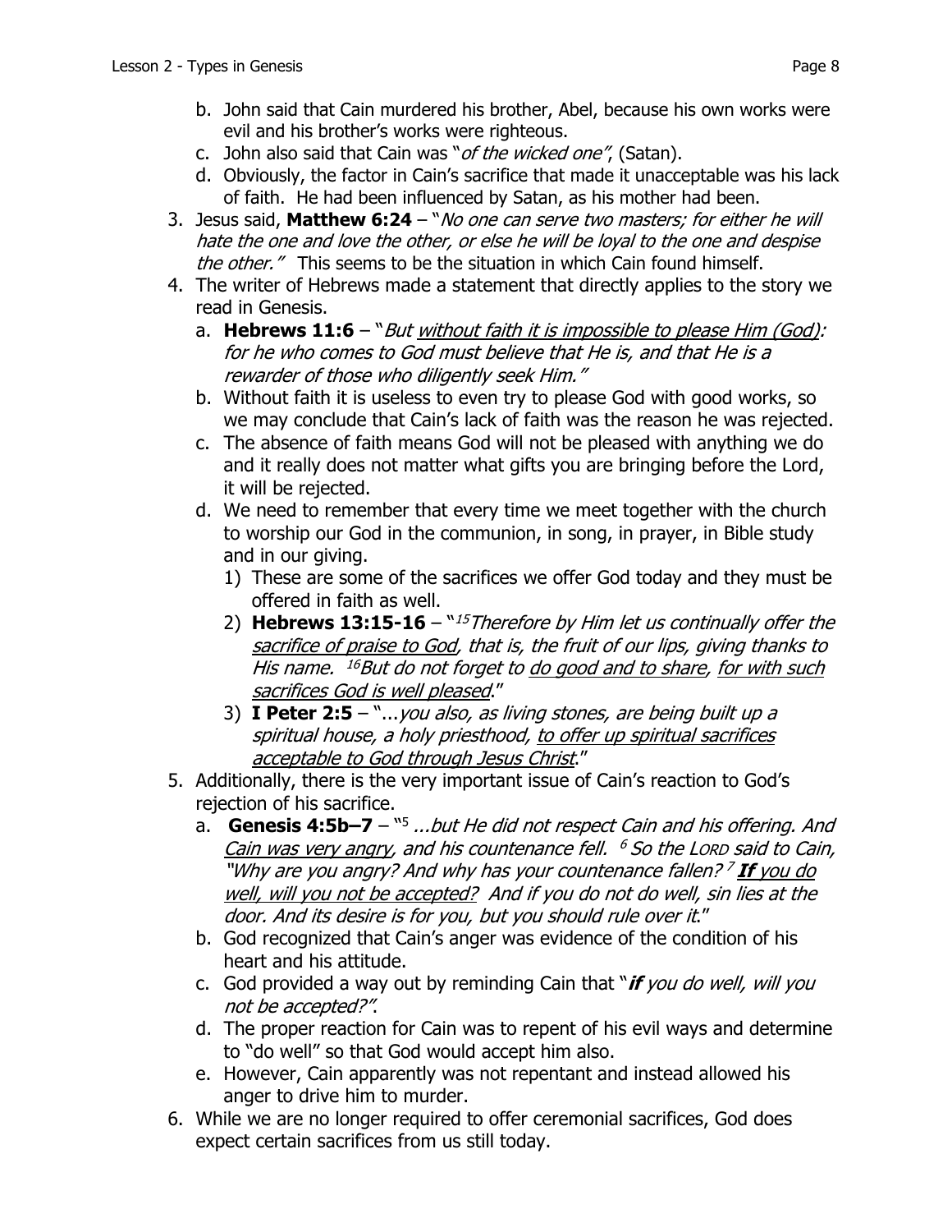b. John said that Cain murdered his brother, Abel, because his own works were evil and his brother's works were righteous.
   c. John also said that Cain was "*of the wicked one*", (Satan).
   d. Obviously, the factor in Cain's sacrifice that made it unacceptable was his lack of faith. He had been influenced by Satan, as his mother had been.
3. Jesus said, **Matthew 6:24** – "*No one can serve two masters; for either he will hate the one and love the other, or else he will be loyal to the one and despise the other.*" This seems to be the situation in which Cain found himself.
4. The writer of Hebrews made a statement that directly applies to the story we read in Genesis.
   a. **Hebrews 11:6** – "*But <u>without faith it is impossible to please Him (God)</u>: for he who comes to God must believe that He is, and that He is a rewarder of those who diligently seek Him.*"
   b. Without faith it is useless to even try to please God with good works, so we may conclude that Cain's lack of faith was the reason he was rejected.
   c. The absence of faith means God will not be pleased with anything we do and it really does not matter what gifts you are bringing before the Lord, it will be rejected.
   d. We need to remember that every time we meet together with the church to worship our God in the communion, in song, in prayer, in Bible study and in our giving.
      1) These are some of the sacrifices we offer God today and they must be offered in faith as well.
      2) **Hebrews 13:15-16** – "[15]*Therefore by Him let us continually offer the <u>sacrifice of praise to God</u>, that is, the fruit of our lips, giving thanks to His name.* [16]*But do not forget to <u>do good and to share</u>, <u>for with such sacrifices God is well pleased</u>.*"
      3) **I Peter 2:5** – "...*you also, as living stones, are being built up a spiritual house, a holy priesthood, <u>to offer up spiritual sacrifices acceptable to God through Jesus Christ</u>.*"
5. Additionally, there is the very important issue of Cain's reaction to God's rejection of his sacrifice.
   a. **Genesis 4:5b–7** – "[5] *...but He did not respect Cain and his offering. And <u>Cain was very angry</u>, and his countenance fell.* [6] *So the LORD said to Cain, "Why are you angry? And why has your countenance fallen?* [7] ***<u>If</u>** <u>you do well, will you not be accepted?</u> And if you do not do well, sin lies at the door. And its desire is for you, but you should rule over it.*"
   b. God recognized that Cain's anger was evidence of the condition of his heart and his attitude.
   c. God provided a way out by reminding Cain that "***if** you do well, will you not be accepted?*".
   d. The proper reaction for Cain was to repent of his evil ways and determine to "do well" so that God would accept him also.
   e. However, Cain apparently was not repentant and instead allowed his anger to drive him to murder.
6. While we are no longer required to offer ceremonial sacrifices, God does expect certain sacrifices from us still today.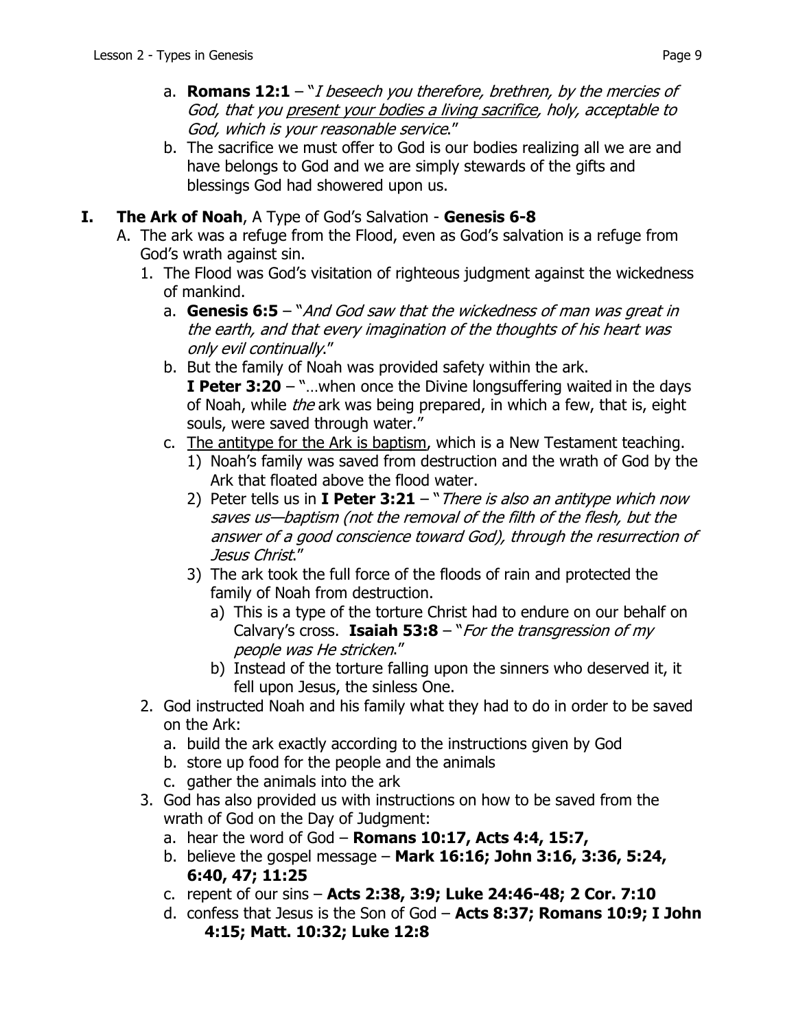a. **Romans 12:1** – "*I beseech you therefore, brethren, by the mercies of God, that you <u>present your bodies a living sacrifice</u>, holy, acceptable to God, which is your reasonable service*."

b. The sacrifice we must offer to God is our bodies realizing all we are and have belongs to God and we are simply stewards of the gifts and blessings God had showered upon us.

## I. **The Ark of Noah**, A Type of God's Salvation - **Genesis 6-8**

A. The ark was a refuge from the Flood, even as God's salvation is a refuge from God's wrath against sin.

1. The Flood was God's visitation of righteous judgment against the wickedness of mankind.
   a. **Genesis 6:5** – "*And God saw that the wickedness of man was great in the earth, and that every imagination of the thoughts of his heart was only evil continually*."
   b. But the family of Noah was provided safety within the ark. **I Peter 3:20** – "…when once the Divine longsuffering waited in the days of Noah, while *the* ark was being prepared, in which a few, that is, eight souls, were saved through water."
   c. <u>The antitype for the Ark is baptism</u>, which is a New Testament teaching.
      1) Noah's family was saved from destruction and the wrath of God by the Ark that floated above the flood water.
      2) Peter tells us in **I Peter 3:21** – "*There is also an antitype which now saves us—baptism (not the removal of the filth of the flesh, but the answer of a good conscience toward God), through the resurrection of Jesus Christ*."
      3) The ark took the full force of the floods of rain and protected the family of Noah from destruction.
         a) This is a type of the torture Christ had to endure on our behalf on Calvary's cross. **Isaiah 53:8** – "*For the transgression of my people was He stricken*."
         b) Instead of the torture falling upon the sinners who deserved it, it fell upon Jesus, the sinless One.
2. God instructed Noah and his family what they had to do in order to be saved on the Ark:
   a. build the ark exactly according to the instructions given by God
   b. store up food for the people and the animals
   c. gather the animals into the ark
3. God has also provided us with instructions on how to be saved from the wrath of God on the Day of Judgment:
   a. hear the word of God – **Romans 10:17, Acts 4:4, 15:7,**
   b. believe the gospel message – **Mark 16:16; John 3:16, 3:36, 5:24, 6:40, 47; 11:25**
   c. repent of our sins – **Acts 2:38, 3:9; Luke 24:46-48; 2 Cor. 7:10**
   d. confess that Jesus is the Son of God – **Acts 8:37; Romans 10:9; I John 4:15; Matt. 10:32; Luke 12:8**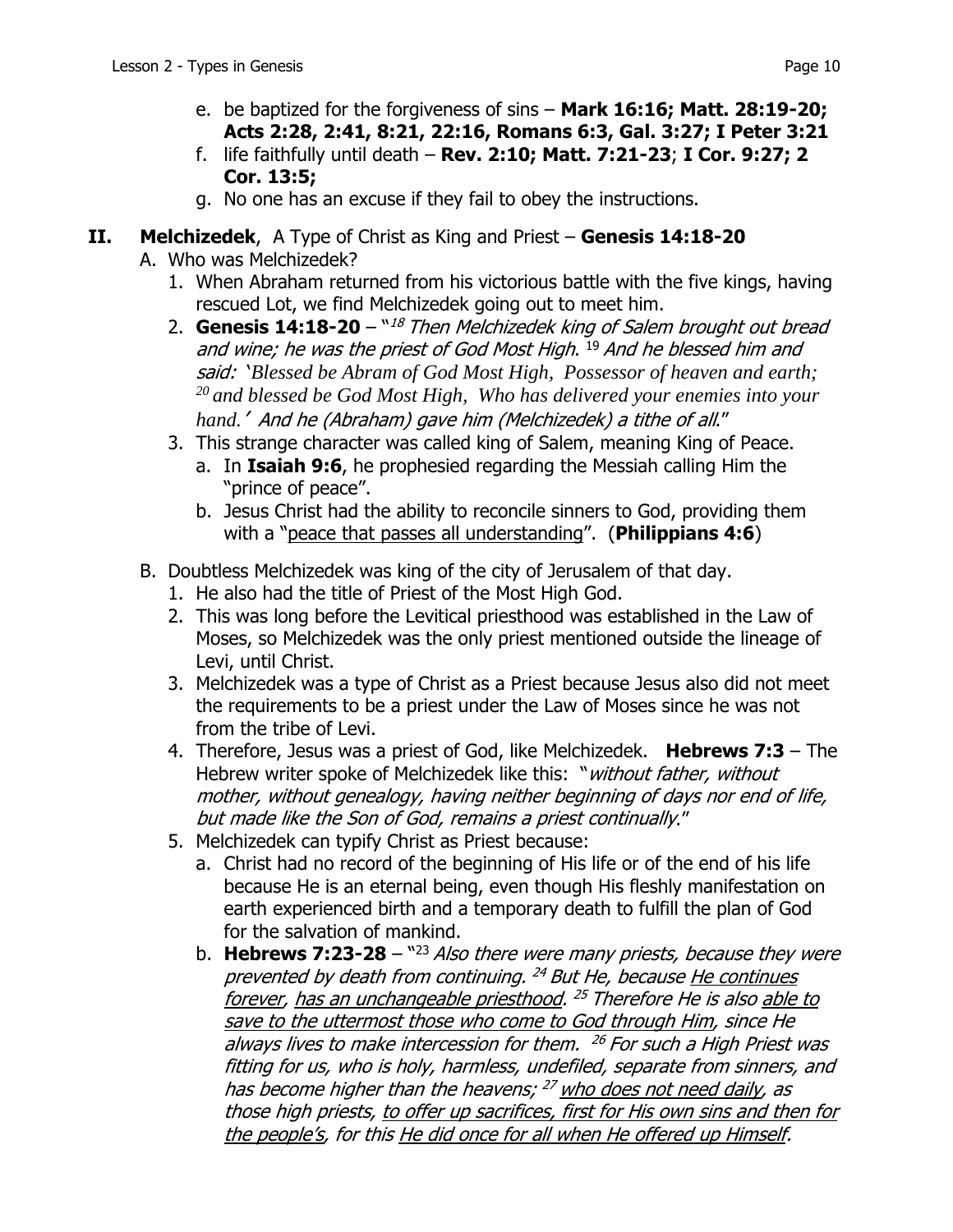e. be baptized for the forgiveness of sins – **Mark 16:16; Matt. 28:19-20; Acts 2:28, 2:41, 8:21, 22:16, Romans 6:3, Gal. 3:27; I Peter 3:21**
f. life faithfully until death – **Rev. 2:10; Matt. 7:21-23**; **I Cor. 9:27; 2 Cor. 13:5;**
g. No one has an excuse if they fail to obey the instructions.

## II. **Melchizedek**, A Type of Christ as King and Priest – **Genesis 14:18-20**

A. Who was Melchizedek?

1. When Abraham returned from his victorious battle with the five kings, having rescued Lot, we find Melchizedek going out to meet him.
2. **Genesis 14:18-20** – "[18] *Then Melchizedek king of Salem brought out bread and wine; he was the priest of God Most High*. [19] *And he blessed him and said: 'Blessed be Abram of God Most High, Possessor of heaven and earth;* [20] *and blessed be God Most High, Who has delivered your enemies into your hand.' And he (Abraham) gave him (Melchizedek) a tithe of all*."
3. This strange character was called king of Salem, meaning King of Peace.
   a. In **Isaiah 9:6**, he prophesied regarding the Messiah calling Him the "prince of peace".
   b. Jesus Christ had the ability to reconcile sinners to God, providing them with a "peace that passes all understanding". (**Philippians 4:6**)

B. Doubtless Melchizedek was king of the city of Jerusalem of that day.

1. He also had the title of Priest of the Most High God.
2. This was long before the Levitical priesthood was established in the Law of Moses, so Melchizedek was the only priest mentioned outside the lineage of Levi, until Christ.
3. Melchizedek was a type of Christ as a Priest because Jesus also did not meet the requirements to be a priest under the Law of Moses since he was not from the tribe of Levi.
4. Therefore, Jesus was a priest of God, like Melchizedek. **Hebrews 7:3** – The Hebrew writer spoke of Melchizedek like this: "*without father, without mother, without genealogy, having neither beginning of days nor end of life, but made like the Son of God, remains a priest continually*."
5. Melchizedek can typify Christ as Priest because:
   a. Christ had no record of the beginning of His life or of the end of his life because He is an eternal being, even though His fleshly manifestation on earth experienced birth and a temporary death to fulfill the plan of God for the salvation of mankind.
   b. **Hebrews 7:23-28** – "[23] *Also there were many priests, because they were prevented by death from continuing.* [24] *But He, because He continues forever, has an unchangeable priesthood.* [25] *Therefore He is also able to save to the uttermost those who come to God through Him, since He always lives to make intercession for them.* [26] *For such a High Priest was fitting for us, who is holy, harmless, undefiled, separate from sinners, and has become higher than the heavens;* [27] *who does not need daily, as those high priests, to offer up sacrifices, first for His own sins and then for the people's, for this He did once for all when He offered up Himself.*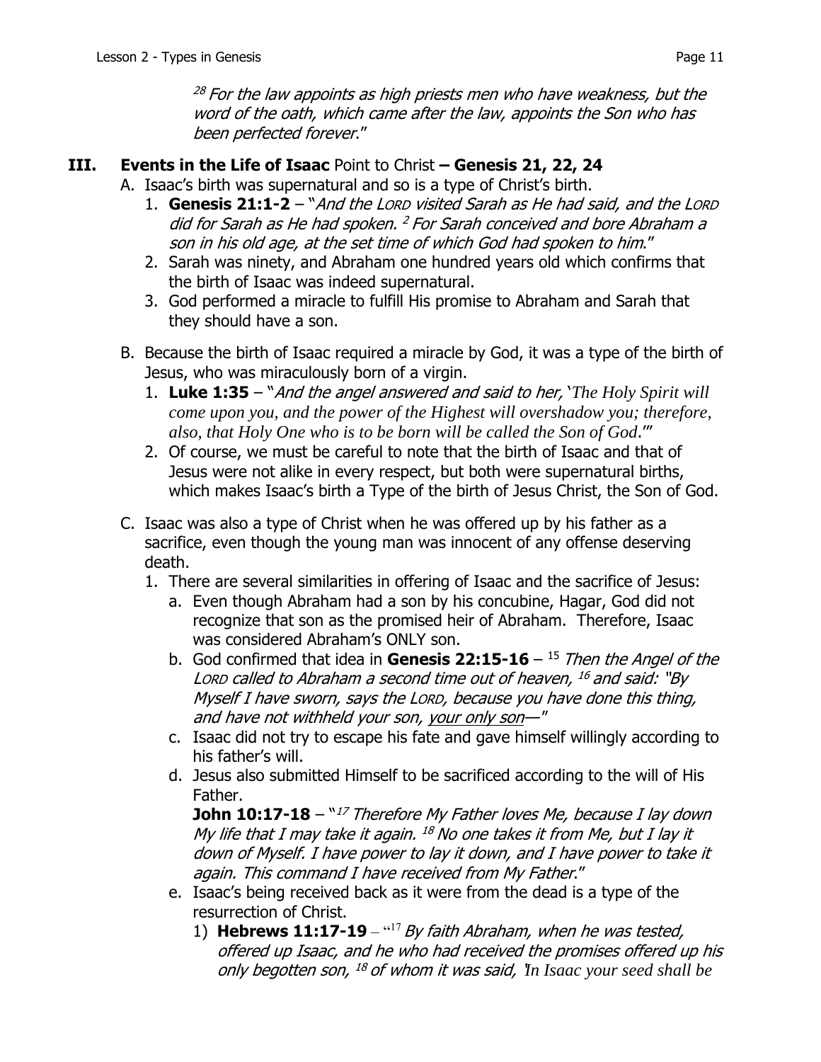[28] *For the law appoints as high priests men who have weakness, but the word of the oath, which came after the law, appoints the Son who has been perfected forever*."

## III. **Events in the Life of Isaac** Point to Christ **– Genesis 21, 22, 24**

A. Isaac's birth was supernatural and so is a type of Christ's birth.

1. **Genesis 21:1-2** – "*And the LORD visited Sarah as He had said, and the LORD did for Sarah as He had spoken.* [2] *For Sarah conceived and bore Abraham a son in his old age, at the set time of which God had spoken to him*."
2. Sarah was ninety, and Abraham one hundred years old which confirms that the birth of Isaac was indeed supernatural.
3. God performed a miracle to fulfill His promise to Abraham and Sarah that they should have a son.

B. Because the birth of Isaac required a miracle by God, it was a type of the birth of Jesus, who was miraculously born of a virgin.

1. **Luke 1:35** – "*And the angel answered and said to her, 'The Holy Spirit will come upon you, and the power of the Highest will overshadow you; therefore, also, that Holy One who is to be born will be called the Son of God*.'"
2. Of course, we must be careful to note that the birth of Isaac and that of Jesus were not alike in every respect, but both were supernatural births, which makes Isaac's birth a Type of the birth of Jesus Christ, the Son of God.

C. Isaac was also a type of Christ when he was offered up by his father as a sacrifice, even though the young man was innocent of any offense deserving death.

1. There are several similarities in offering of Isaac and the sacrifice of Jesus:
   a. Even though Abraham had a son by his concubine, Hagar, God did not recognize that son as the promised heir of Abraham. Therefore, Isaac was considered Abraham's ONLY son.
   b. God confirmed that idea in **Genesis 22:15-16** – [15] *Then the Angel of the LORD called to Abraham a second time out of heaven,* [16] *and said: "By Myself I have sworn, says the LORD, because you have done this thing, and have not withheld your son, <u>your only son</u>—"*
   c. Isaac did not try to escape his fate and gave himself willingly according to his father's will.
   d. Jesus also submitted Himself to be sacrificed according to the will of His Father.
      **John 10:17-18** – "[17] *Therefore My Father loves Me, because I lay down My life that I may take it again.* [18] *No one takes it from Me, but I lay it down of Myself. I have power to lay it down, and I have power to take it again. This command I have received from My Father*."
   e. Isaac's being received back as it were from the dead is a type of the resurrection of Christ.
      1) **Hebrews 11:17-19** – "[17] *By faith Abraham, when he was tested, offered up Isaac, and he who had received the promises offered up his only begotten son,* [18] *of whom it was said, 'In Isaac your seed shall be*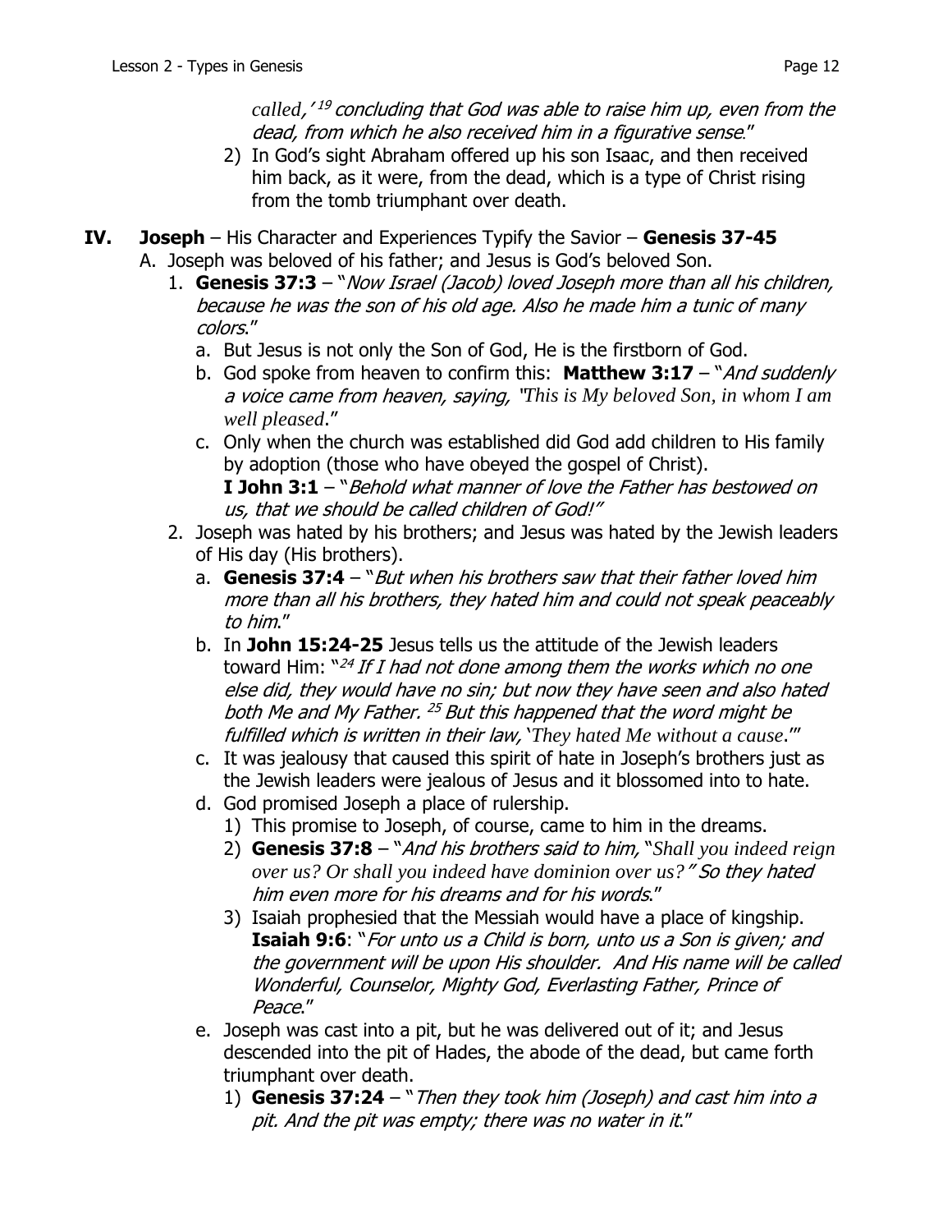*called,' [19] concluding that God was able to raise him up, even from the dead, from which he also received him in a figurative sense*."

2) In God's sight Abraham offered up his son Isaac, and then received him back, as it were, from the dead, which is a type of Christ rising from the tomb triumphant over death.

## IV. **Joseph** – His Character and Experiences Typify the Savior – **Genesis 37-45**

A. Joseph was beloved of his father; and Jesus is God's beloved Son.

1. **Genesis 37:3** – "*Now Israel (Jacob) loved Joseph more than all his children, because he was the son of his old age. Also he made him a tunic of many colors*."
   a. But Jesus is not only the Son of God, He is the firstborn of God.
   b. God spoke from heaven to confirm this: **Matthew 3:17** – "*And suddenly a voice came from heaven, saying, "This is My beloved Son, in whom I am well pleased*."
   c. Only when the church was established did God add children to His family by adoption (those who have obeyed the gospel of Christ).
      **I John 3:1** – "*Behold what manner of love the Father has bestowed on us, that we should be called children of God!"*
2. Joseph was hated by his brothers; and Jesus was hated by the Jewish leaders of His day (His brothers).
   a. **Genesis 37:4** – "*But when his brothers saw that their father loved him more than all his brothers, they hated him and could not speak peaceably to him*."
   b. In **John 15:24-25** Jesus tells us the attitude of the Jewish leaders toward Him: "*[24] If I had not done among them the works which no one else did, they would have no sin; but now they have seen and also hated both Me and My Father. [25] But this happened that the word might be fulfilled which is written in their law, 'They hated Me without a cause*.'"
   c. It was jealousy that caused this spirit of hate in Joseph's brothers just as the Jewish leaders were jealous of Jesus and it blossomed into to hate.
   d. God promised Joseph a place of rulership.
      1) This promise to Joseph, of course, came to him in the dreams.
      2) **Genesis 37:8** – "*And his brothers said to him, "Shall you indeed reign over us? Or shall you indeed have dominion over us?" So they hated him even more for his dreams and for his words*."
      3) Isaiah prophesied that the Messiah would have a place of kingship. **Isaiah 9:6**: "*For unto us a Child is born, unto us a Son is given; and the government will be upon His shoulder. And His name will be called Wonderful, Counselor, Mighty God, Everlasting Father, Prince of Peace*."
   e. Joseph was cast into a pit, but he was delivered out of it; and Jesus descended into the pit of Hades, the abode of the dead, but came forth triumphant over death.
      1) **Genesis 37:24** – "*Then they took him (Joseph) and cast him into a pit. And the pit was empty; there was no water in it*."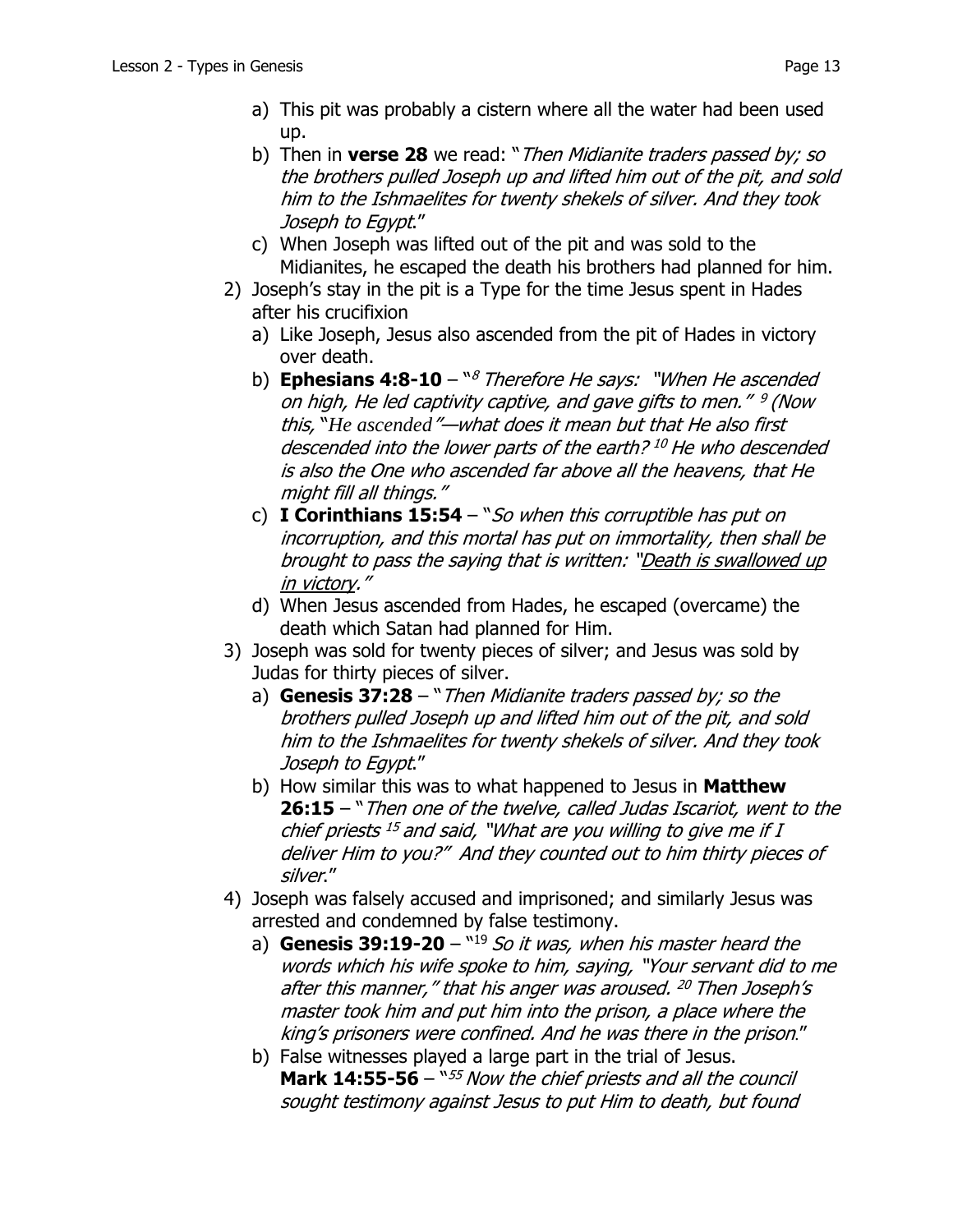a) This pit was probably a cistern where all the water had been used up.
   b) Then in **verse 28** we read: "*Then Midianite traders passed by; so the brothers pulled Joseph up and lifted him out of the pit, and sold him to the Ishmaelites for twenty shekels of silver. And they took Joseph to Egypt*."
   c) When Joseph was lifted out of the pit and was sold to the Midianites, he escaped the death his brothers had planned for him.
2) Joseph's stay in the pit is a Type for the time Jesus spent in Hades after his crucifixion
   a) Like Joseph, Jesus also ascended from the pit of Hades in victory over death.
   b) **Ephesians 4:8-10** – "[8] *Therefore He says: "When He ascended on high, He led captivity captive, and gave gifts to men."* [9] *(Now this, "He ascended"—what does it mean but that He also first descended into the lower parts of the earth?* [10] *He who descended is also the One who ascended far above all the heavens, that He might fill all things."*
   c) **I Corinthians 15:54** – "*So when this corruptible has put on incorruption, and this mortal has put on immortality, then shall be brought to pass the saying that is written: "<u>Death is swallowed up in victory</u>."*
   d) When Jesus ascended from Hades, he escaped (overcame) the death which Satan had planned for Him.
3) Joseph was sold for twenty pieces of silver; and Jesus was sold by Judas for thirty pieces of silver.
   a) **Genesis 37:28** – "*Then Midianite traders passed by; so the brothers pulled Joseph up and lifted him out of the pit, and sold him to the Ishmaelites for twenty shekels of silver. And they took Joseph to Egypt*."
   b) How similar this was to what happened to Jesus in **Matthew 26:15** – "*Then one of the twelve, called Judas Iscariot, went to the chief priests* [15] *and said, "What are you willing to give me if I deliver Him to you?" And they counted out to him thirty pieces of silver*."
4) Joseph was falsely accused and imprisoned; and similarly Jesus was arrested and condemned by false testimony.
   a) **Genesis 39:19-20** – "[19] *So it was, when his master heard the words which his wife spoke to him, saying, "Your servant did to me after this manner," that his anger was aroused.* [20] *Then Joseph's master took him and put him into the prison, a place where the king's prisoners were confined. And he was there in the prison*."
   b) False witnesses played a large part in the trial of Jesus. **Mark 14:55-56** – "[55] *Now the chief priests and all the council sought testimony against Jesus to put Him to death, but found*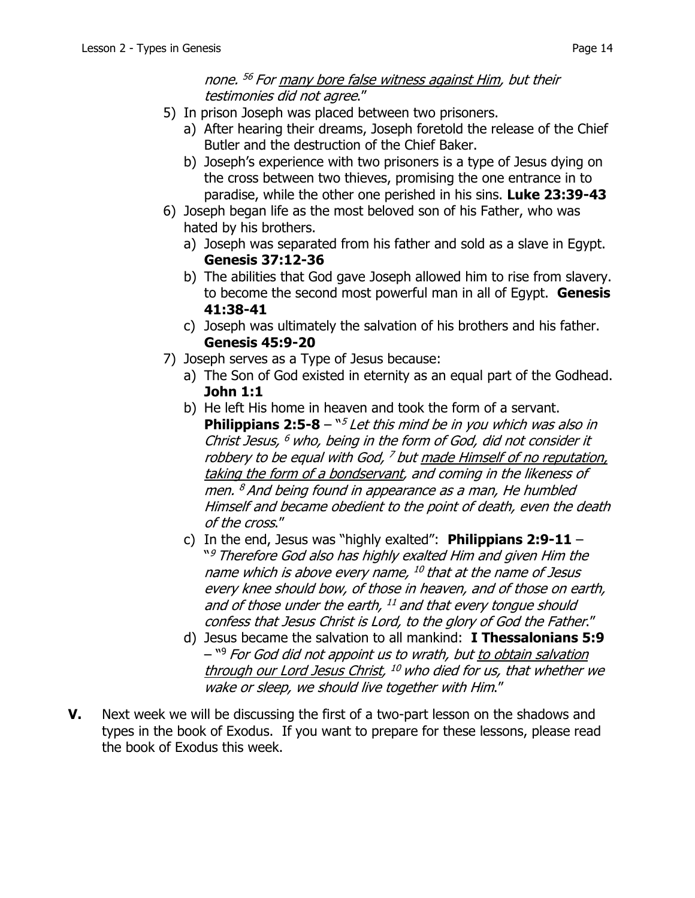*none. [56] For <u>many bore false witness against Him</u>, but their testimonies did not agree*."

5) In prison Joseph was placed between two prisoners.
   a) After hearing their dreams, Joseph foretold the release of the Chief Butler and the destruction of the Chief Baker.
   b) Joseph's experience with two prisoners is a type of Jesus dying on the cross between two thieves, promising the one entrance in to paradise, while the other one perished in his sins. **Luke 23:39-43**
6) Joseph began life as the most beloved son of his Father, who was hated by his brothers.
   a) Joseph was separated from his father and sold as a slave in Egypt. **Genesis 37:12-36**
   b) The abilities that God gave Joseph allowed him to rise from slavery. to become the second most powerful man in all of Egypt. **Genesis 41:38-41**
   c) Joseph was ultimately the salvation of his brothers and his father. **Genesis 45:9-20**
7) Joseph serves as a Type of Jesus because:
   a) The Son of God existed in eternity as an equal part of the Godhead. **John 1:1**
   b) He left His home in heaven and took the form of a servant. **Philippians 2:5-8** – "*[5] Let this mind be in you which was also in Christ Jesus, [6] who, being in the form of God, did not consider it robbery to be equal with God, [7] but <u>made Himself of no reputation, taking the form of a bondservant</u>, and coming in the likeness of men. [8] And being found in appearance as a man, He humbled Himself and became obedient to the point of death, even the death of the cross*."
   c) In the end, Jesus was "highly exalted": **Philippians 2:9-11** – "*[9] Therefore God also has highly exalted Him and given Him the name which is above every name, [10] that at the name of Jesus every knee should bow, of those in heaven, and of those on earth, and of those under the earth, [11] and that every tongue should confess that Jesus Christ is Lord, to the glory of God the Father*."
   d) Jesus became the salvation to all mankind: **I Thessalonians 5:9** – "[9] *For God did not appoint us to wrath, but <u>to obtain salvation through our Lord Jesus Christ</u>, [10] who died for us, that whether we wake or sleep, we should live together with Him*."

**V.** Next week we will be discussing the first of a two-part lesson on the shadows and types in the book of Exodus. If you want to prepare for these lessons, please read the book of Exodus this week.